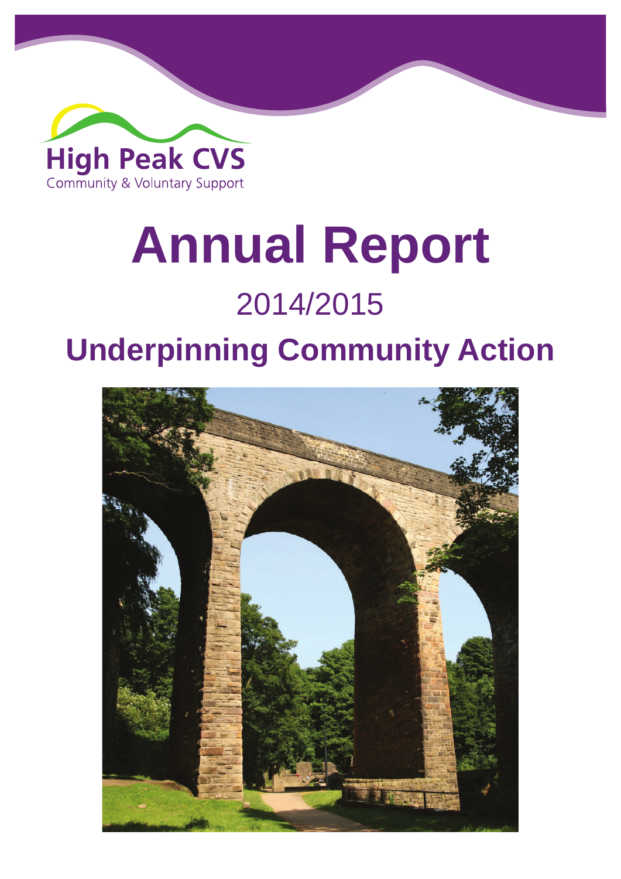High Peak CVS

Community & Voluntary Support

# Annual Report

## 2014/2015

## Underpinning Community Action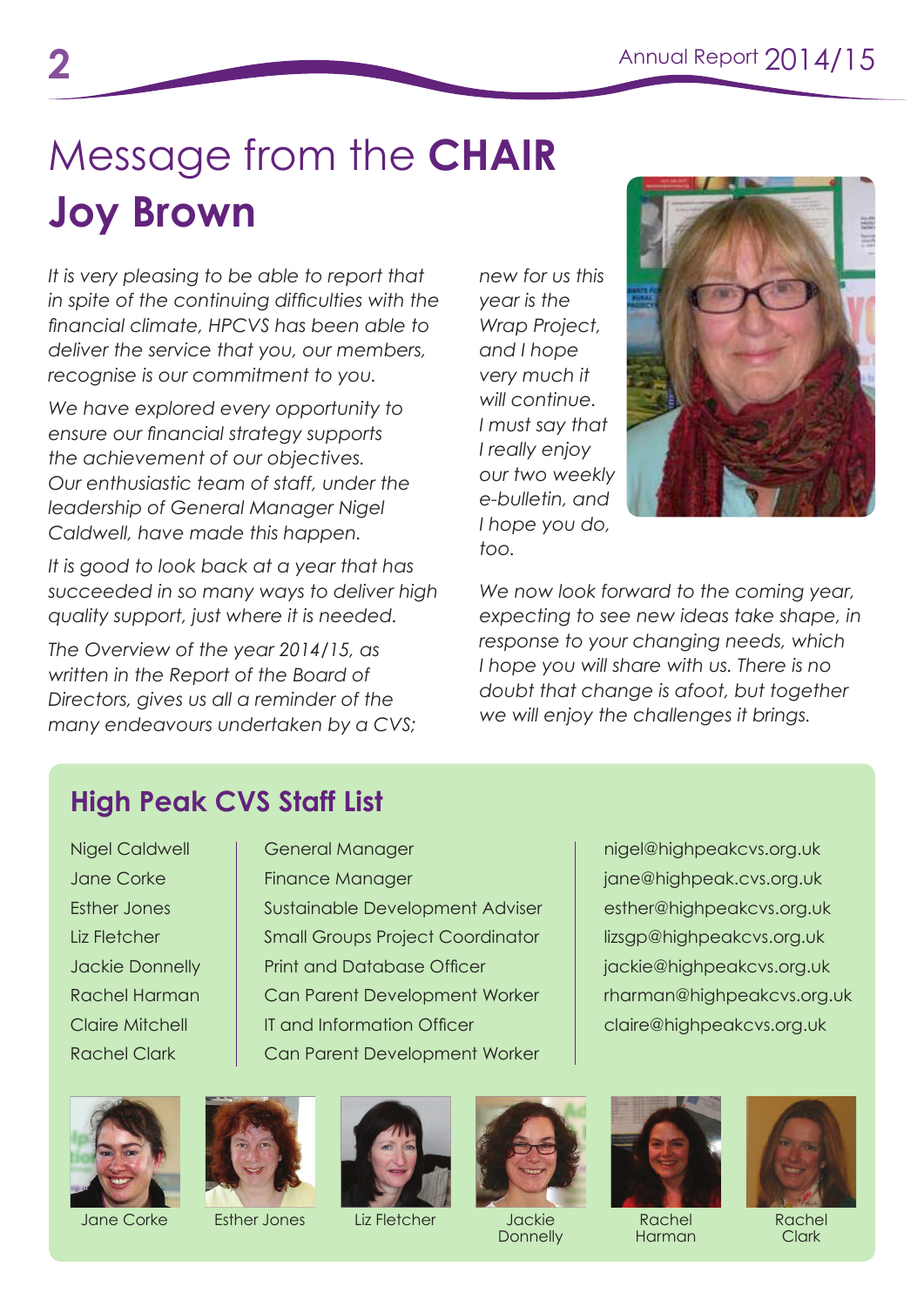# Message from the **CHAIR**

# Joy Brown

*It is very pleasing to be able to report that in spite of the continuing difficulties with the financial climate, HPCVS has been able to deliver the service that you, our members, recognise is our commitment to you.*

*We have explored every opportunity to ensure our financial strategy supports the achievement of our objectives. Our enthusiastic team of staff, under the leadership of General Manager Nigel Caldwell, have made this happen.*

*It is good to look back at a year that has succeeded in so many ways to deliver high quality support, just where it is needed.*

*The Overview of the year 2014/15, as written in the Report of the Board of Directors, gives us all a reminder of the many endeavours undertaken by a CVS; new for us this year is the Wrap Project, and I hope very much it will continue. I must say that I really enjoy our two weekly e-bulletin, and I hope you do, too.*

*We now look forward to the coming year, expecting to see new ideas take shape, in response to your changing needs, which I hope you will share with us. There is no doubt that change is afoot, but together we will enjoy the challenges it brings.*

## High Peak CVS Staff List

| Name | Role | Email |
|---|---|---|
| Nigel Caldwell | General Manager | nigel@highpeakcvs.org.uk |
| Jane Corke | Finance Manager | jane@highpeak.cvs.org.uk |
| Esther Jones | Sustainable Development Adviser | esther@highpeakcvs.org.uk |
| Liz Fletcher | Small Groups Project Coordinator | lizsgp@highpeakcvs.org.uk |
| Jackie Donnelly | Print and Database Officer | jackie@highpeakcvs.org.uk |
| Rachel Harman | Can Parent Development Worker | rharman@highpeakcvs.org.uk |
| Claire Mitchell | IT and Information Officer | claire@highpeakcvs.org.uk |
| Rachel Clark | Can Parent Development Worker | |

Jane Corke

Esther Jones

Liz Fletcher

Jackie Donnelly

Rachel Harman

Rachel Clark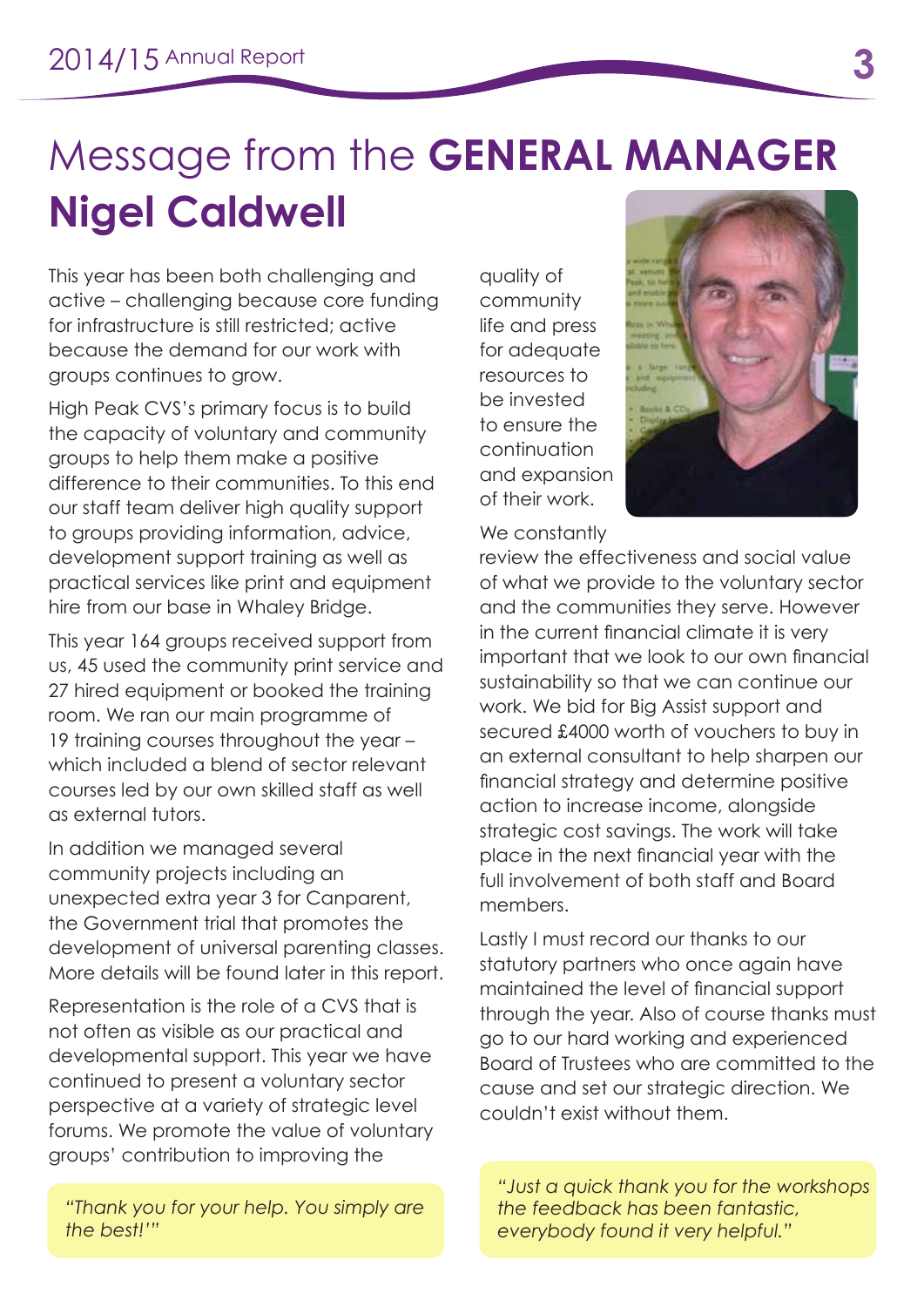# Message from the **GENERAL MANAGER**
# **Nigel Caldwell**

This year has been both challenging and active – challenging because core funding for infrastructure is still restricted; active because the demand for our work with groups continues to grow.

High Peak CVS's primary focus is to build the capacity of voluntary and community groups to help them make a positive difference to their communities. To this end our staff team deliver high quality support to groups providing information, advice, development support training as well as practical services like print and equipment hire from our base in Whaley Bridge.

This year 164 groups received support from us, 45 used the community print service and 27 hired equipment or booked the training room. We ran our main programme of 19 training courses throughout the year – which included a blend of sector relevant courses led by our own skilled staff as well as external tutors.

In addition we managed several community projects including an unexpected extra year 3 for Canparent, the Government trial that promotes the development of universal parenting classes. More details will be found later in this report.

Representation is the role of a CVS that is not often as visible as our practical and developmental support. This year we have continued to present a voluntary sector perspective at a variety of strategic level forums. We promote the value of voluntary groups' contribution to improving the quality of community life and press for adequate resources to be invested to ensure the continuation and expansion of their work.

We constantly review the effectiveness and social value of what we provide to the voluntary sector and the communities they serve. However in the current financial climate it is very important that we look to our own financial sustainability so that we can continue our work. We bid for Big Assist support and secured £4000 worth of vouchers to buy in an external consultant to help sharpen our financial strategy and determine positive action to increase income, alongside strategic cost savings. The work will take place in the next financial year with the full involvement of both staff and Board members.

Lastly I must record our thanks to our statutory partners who once again have maintained the level of financial support through the year. Also of course thanks must go to our hard working and experienced Board of Trustees who are committed to the cause and set our strategic direction. We couldn't exist without them.

> *"Thank you for your help. You simply are the best!'"*

> *"Just a quick thank you for the workshops the feedback has been fantastic, everybody found it very helpful."*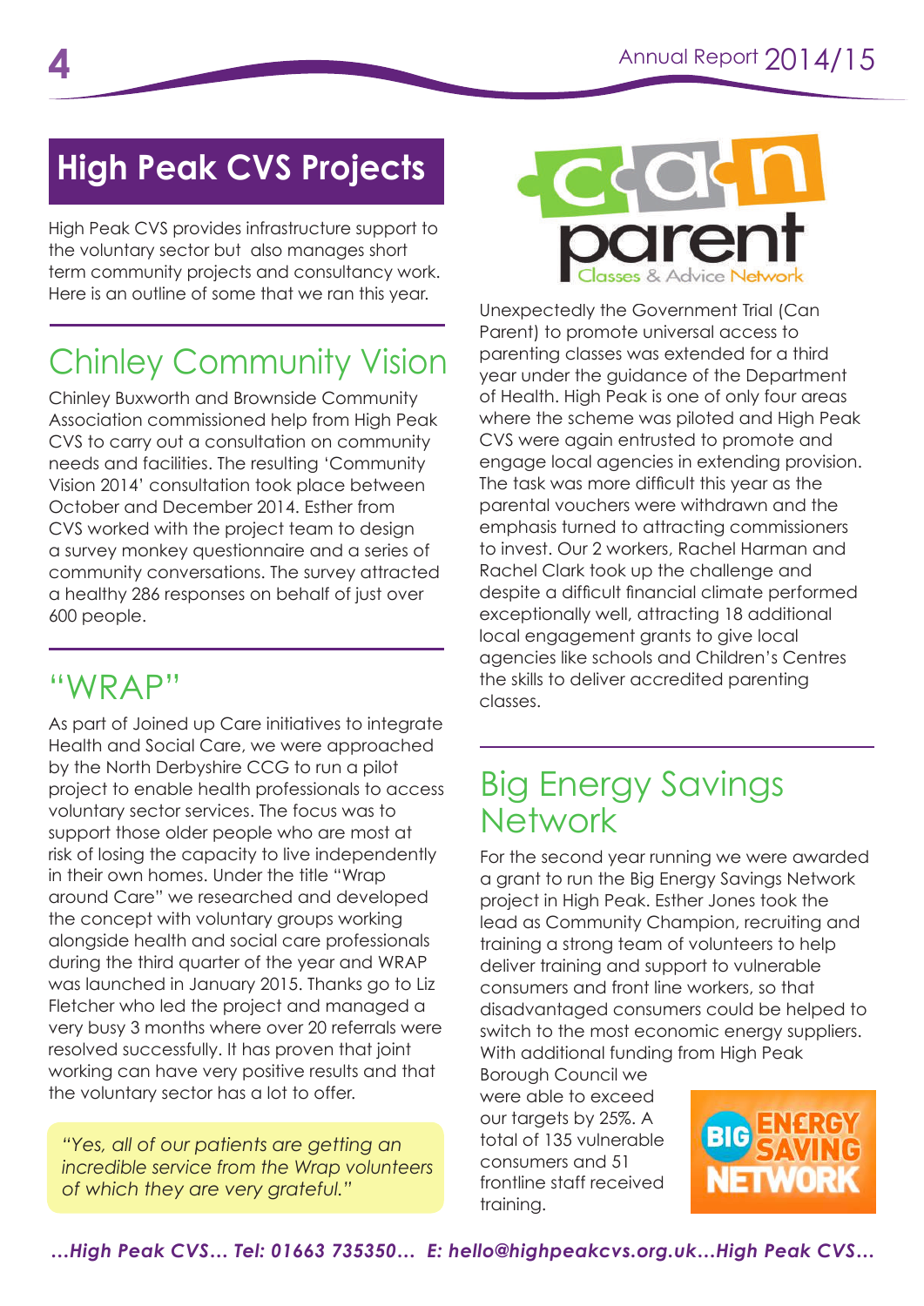# High Peak CVS Projects

High Peak CVS provides infrastructure support to the voluntary sector but also manages short term community projects and consultancy work. Here is an outline of some that we ran this year.

## Chinley Community Vision

Chinley Buxworth and Brownside Community Association commissioned help from High Peak CVS to carry out a consultation on community needs and facilities. The resulting 'Community Vision 2014' consultation took place between October and December 2014. Esther from CVS worked with the project team to design a survey monkey questionnaire and a series of community conversations. The survey attracted a healthy 286 responses on behalf of just over 600 people.

## "WRAP"

As part of Joined up Care initiatives to integrate Health and Social Care, we were approached by the North Derbyshire CCG to run a pilot project to enable health professionals to access voluntary sector services. The focus was to support those older people who are most at risk of losing the capacity to live independently in their own homes. Under the title "Wrap around Care" we researched and developed the concept with voluntary groups working alongside health and social care professionals during the third quarter of the year and WRAP was launched in January 2015. Thanks go to Liz Fletcher who led the project and managed a very busy 3 months where over 20 referrals were resolved successfully. It has proven that joint working can have very positive results and that the voluntary sector has a lot to offer.

*"Yes, all of our patients are getting an incredible service from the Wrap volunteers of which they are very grateful."*

can parent — Classes & Advice Network

Unexpectedly the Government Trial (Can Parent) to promote universal access to parenting classes was extended for a third year under the guidance of the Department of Health. High Peak is one of only four areas where the scheme was piloted and High Peak CVS were again entrusted to promote and engage local agencies in extending provision. The task was more difficult this year as the parental vouchers were withdrawn and the emphasis turned to attracting commissioners to invest. Our 2 workers, Rachel Harman and Rachel Clark took up the challenge and despite a difficult financial climate performed exceptionally well, attracting 18 additional local engagement grants to give local agencies like schools and Children's Centres the skills to deliver accredited parenting classes.

## Big Energy Savings Network

For the second year running we were awarded a grant to run the Big Energy Savings Network project in High Peak. Esther Jones took the lead as Community Champion, recruiting and training a strong team of volunteers to help deliver training and support to vulnerable consumers and front line workers, so that disadvantaged consumers could be helped to switch to the most economic energy suppliers. With additional funding from High Peak Borough Council we were able to exceed our targets by 25%. A total of 135 vulnerable consumers and 51 frontline staff received training.

BIG ENERGY SAVING NETWORK

*...High Peak CVS... Tel: 01663 735350... E: hello@highpeakcvs.org.uk...High Peak CVS...*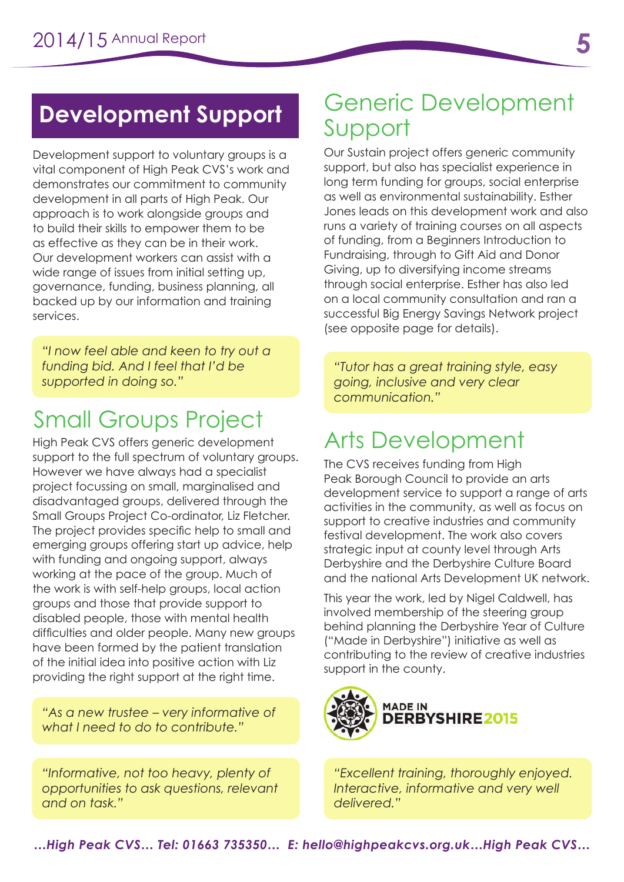## Development Support

Development support to voluntary groups is a vital component of High Peak CVS's work and demonstrates our commitment to community development in all parts of High Peak. Our approach is to work alongside groups and to build their skills to empower them to be as effective as they can be in their work. Our development workers can assist with a wide range of issues from initial setting up, governance, funding, business planning, all backed up by our information and training services.

> *"I now feel able and keen to try out a funding bid. And I feel that I'd be supported in doing so."*

## Small Groups Project

High Peak CVS offers generic development support to the full spectrum of voluntary groups. However we have always had a specialist project focussing on small, marginalised and disadvantaged groups, delivered through the Small Groups Project Co-ordinator, Liz Fletcher. The project provides specific help to small and emerging groups offering start up advice, help with funding and ongoing support, always working at the pace of the group. Much of the work is with self-help groups, local action groups and those that provide support to disabled people, those with mental health difficulties and older people. Many new groups have been formed by the patient translation of the initial idea into positive action with Liz providing the right support at the right time.

> *"As a new trustee – very informative of what I need to do to contribute."*

> *"Informative, not too heavy, plenty of opportunities to ask questions, relevant and on task."*

## Generic Development Support

Our Sustain project offers generic community support, but also has specialist experience in long term funding for groups, social enterprise as well as environmental sustainability. Esther Jones leads on this development work and also runs a variety of training courses on all aspects of funding, from a Beginners Introduction to Fundraising, through to Gift Aid and Donor Giving, up to diversifying income streams through social enterprise. Esther has also led on a local community consultation and ran a successful Big Energy Savings Network project (see opposite page for details).

> *"Tutor has a great training style, easy going, inclusive and very clear communication."*

## Arts Development

The CVS receives funding from High Peak Borough Council to provide an arts development service to support a range of arts activities in the community, as well as focus on support to creative industries and community festival development. The work also covers strategic input at county level through Arts Derbyshire and the Derbyshire Culture Board and the national Arts Development UK network.

This year the work, led by Nigel Caldwell, has involved membership of the steering group behind planning the Derbyshire Year of Culture ("Made in Derbyshire") initiative as well as contributing to the review of creative industries support in the county.

MADE IN DERBYSHIRE 2015

> *"Excellent training, thoroughly enjoyed. Interactive, informative and very well delivered."*

*…High Peak CVS… Tel: 01663 735350… E: hello@highpeakcvs.org.uk…High Peak CVS…*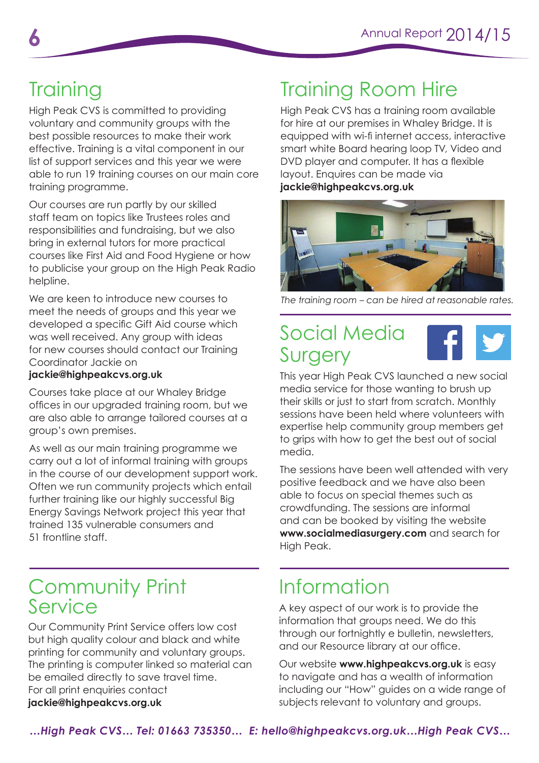# Training

High Peak CVS is committed to providing voluntary and community groups with the best possible resources to make their work effective. Training is a vital component in our list of support services and this year we were able to run 19 training courses on our main core training programme.

Our courses are run partly by our skilled staff team on topics like Trustees roles and responsibilities and fundraising, but we also bring in external tutors for more practical courses like First Aid and Food Hygiene or how to publicise your group on the High Peak Radio helpline.

We are keen to introduce new courses to meet the needs of groups and this year we developed a specific Gift Aid course which was well received. Any group with ideas for new courses should contact our Training Coordinator Jackie on **jackie@highpeakcvs.org.uk**

Courses take place at our Whaley Bridge offices in our upgraded training room, but we are also able to arrange tailored courses at a group's own premises.

As well as our main training programme we carry out a lot of informal training with groups in the course of our development support work. Often we run community projects which entail further training like our highly successful Big Energy Savings Network project this year that trained 135 vulnerable consumers and 51 frontline staff.

# Training Room Hire

High Peak CVS has a training room available for hire at our premises in Whaley Bridge. It is equipped with wi-fi internet access, interactive smart white Board hearing loop TV, Video and DVD player and computer. It has a flexible layout. Enquires can be made via **jackie@highpeakcvs.org.uk**

*The training room – can be hired at reasonable rates.*

# Social Media Surgery

This year High Peak CVS launched a new social media service for those wanting to brush up their skills or just to start from scratch. Monthly sessions have been held where volunteers with expertise help community group members get to grips with how to get the best out of social media.

The sessions have been well attended with very positive feedback and we have also been able to focus on special themes such as crowdfunding. The sessions are informal and can be booked by visiting the website **www.socialmediasurgery.com** and search for High Peak.

# Community Print Service

Our Community Print Service offers low cost but high quality colour and black and white printing for community and voluntary groups. The printing is computer linked so material can be emailed directly to save travel time. For all print enquiries contact **jackie@highpeakcvs.org.uk**

# Information

A key aspect of our work is to provide the information that groups need. We do this through our fortnightly e bulletin, newsletters, and our Resource library at our office.

Our website **www.highpeakcvs.org.uk** is easy to navigate and has a wealth of information including our "How" guides on a wide range of subjects relevant to voluntary and groups.

*...High Peak CVS... Tel: 01663 735350... E: hello@highpeakcvs.org.uk...High Peak CVS...*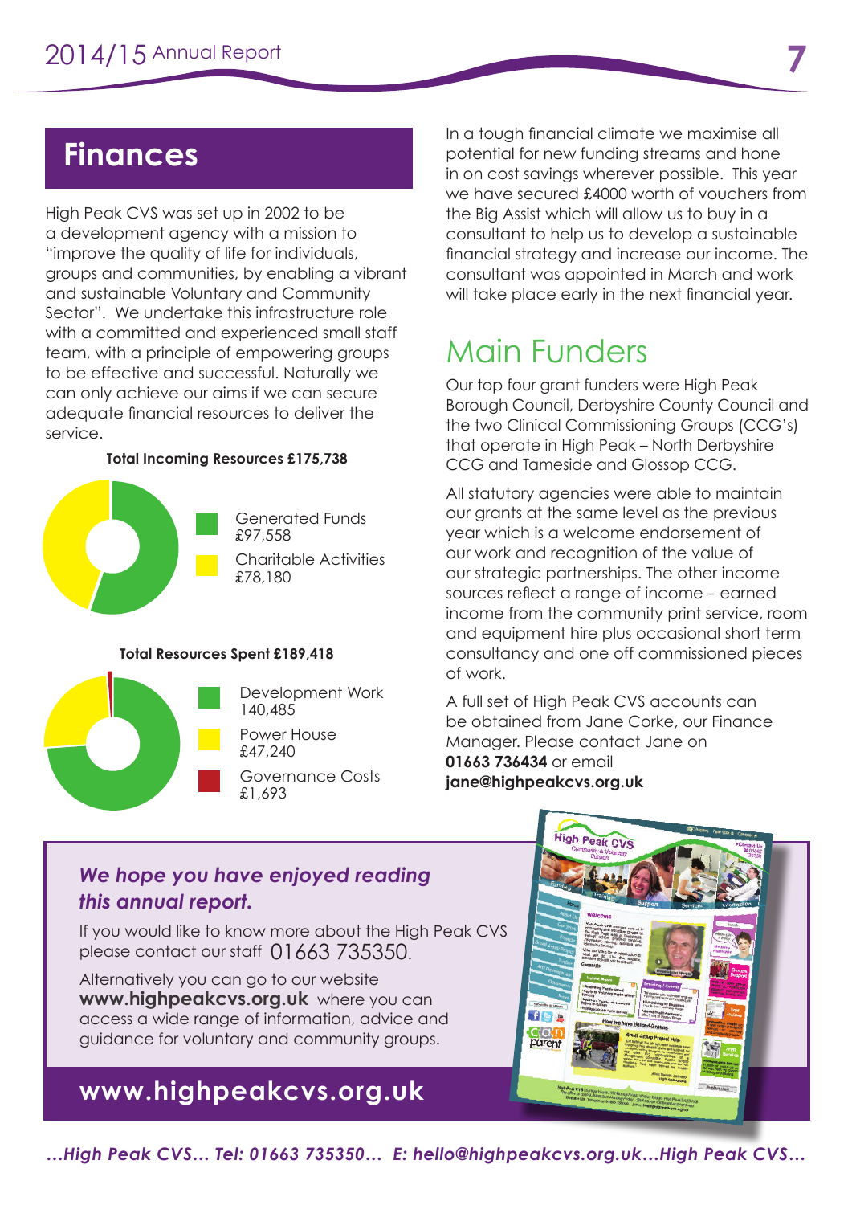## Finances

High Peak CVS was set up in 2002 to be a development agency with a mission to "improve the quality of life for individuals, groups and communities, by enabling a vibrant and sustainable Voluntary and Community Sector". We undertake this infrastructure role with a committed and experienced small staff team, with a principle of empowering groups to be effective and successful. Naturally we can only achieve our aims if we can secure adequate financial resources to deliver the service.

**Total Incoming Resources £175,738**

- Generated Funds £97,558
- Charitable Activities £78,180

**Total Resources Spent £189,418**

- Development Work 140,485
- Power House £47,240
- Governance Costs £1,693

In a tough financial climate we maximise all potential for new funding streams and hone in on cost savings wherever possible. This year we have secured £4000 worth of vouchers from the Big Assist which will allow us to buy in a consultant to help us to develop a sustainable financial strategy and increase our income. The consultant was appointed in March and work will take place early in the next financial year.

## Main Funders

Our top four grant funders were High Peak Borough Council, Derbyshire County Council and the two Clinical Commissioning Groups (CCG's) that operate in High Peak – North Derbyshire CCG and Tameside and Glossop CCG.

All statutory agencies were able to maintain our grants at the same level as the previous year which is a welcome endorsement of our work and recognition of the value of our strategic partnerships. The other income sources reflect a range of income – earned income from the community print service, room and equipment hire plus occasional short term consultancy and one off commissioned pieces of work.

A full set of High Peak CVS accounts can be obtained from Jane Corke, our Finance Manager. Please contact Jane on **01663 736434** or email **jane@highpeakcvs.org.uk**

***We hope you have enjoyed reading this annual report.***

If you would like to know more about the High Peak CVS please contact our staff 01663 735350.

Alternatively you can go to our website **www.highpeakcvs.org.uk** where you can access a wide range of information, advice and guidance for voluntary and community groups.

**www.highpeakcvs.org.uk**

*...High Peak CVS... Tel: 01663 735350... E: hello@highpeakcvs.org.uk...High Peak CVS...*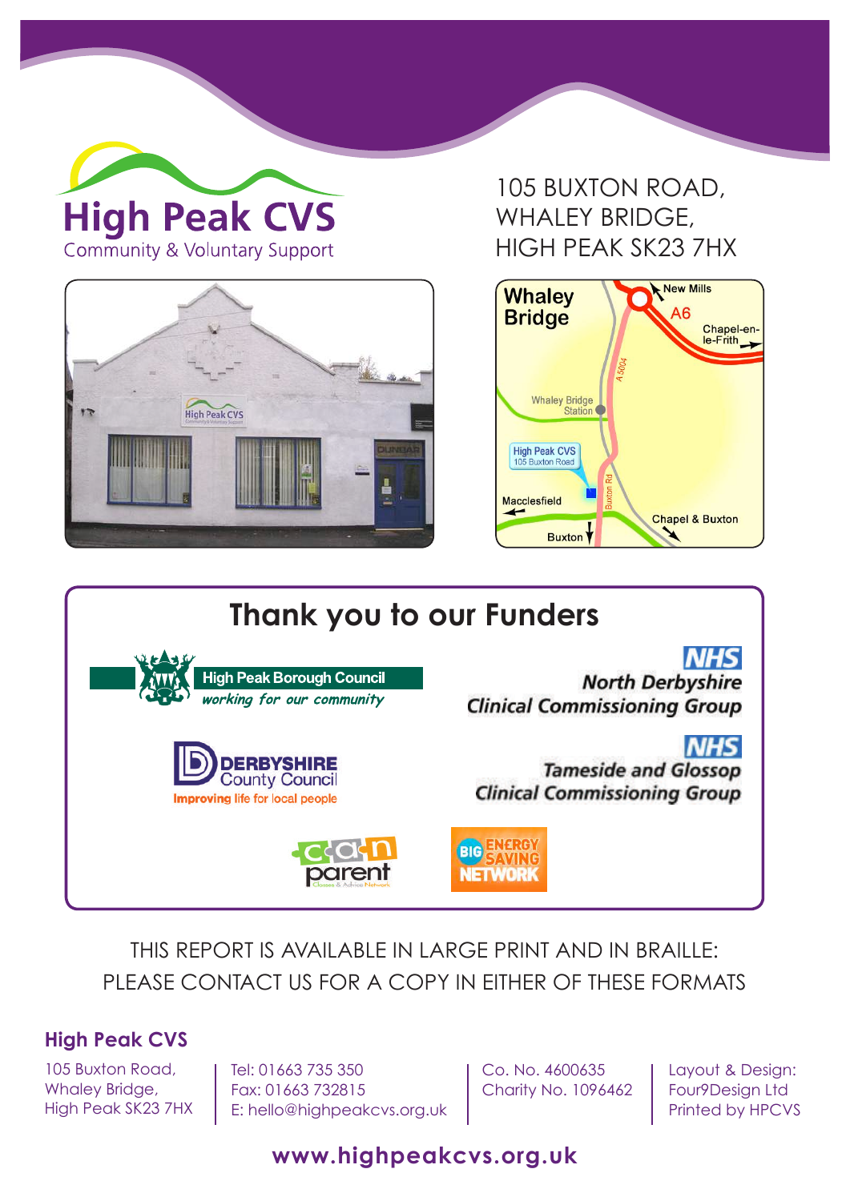# High Peak CVS

Community & Voluntary Support

105 BUXTON ROAD,
WHALEY BRIDGE,
HIGH PEAK SK23 7HX

Whaley Bridge

New Mills

A6

Chapel-en-le-Frith

A5004

Whaley Bridge Station

High Peak CVS
105 Buxton Road

Buxton Rd

Macclesfield

Chapel & Buxton

Buxton

## Thank you to our Funders

High Peak Borough Council
*working for our community*

NHS
North Derbyshire
Clinical Commissioning Group

DERBYSHIRE
County Council
Improving life for local people

NHS
Tameside and Glossop
Clinical Commissioning Group

can parent

BIG ENERGY SAVING NETWORK

THIS REPORT IS AVAILABLE IN LARGE PRINT AND IN BRAILLE:
PLEASE CONTACT US FOR A COPY IN EITHER OF THESE FORMATS

**High Peak CVS**

105 Buxton Road,
Whaley Bridge,
High Peak SK23 7HX

Tel: 01663 735 350
Fax: 01663 732815
E: hello@highpeakcvs.org.uk

Co. No. 4600635
Charity No. 1096462

Layout & Design:
Four9Design Ltd
Printed by HPCVS

**www.highpeakcvs.org.uk**